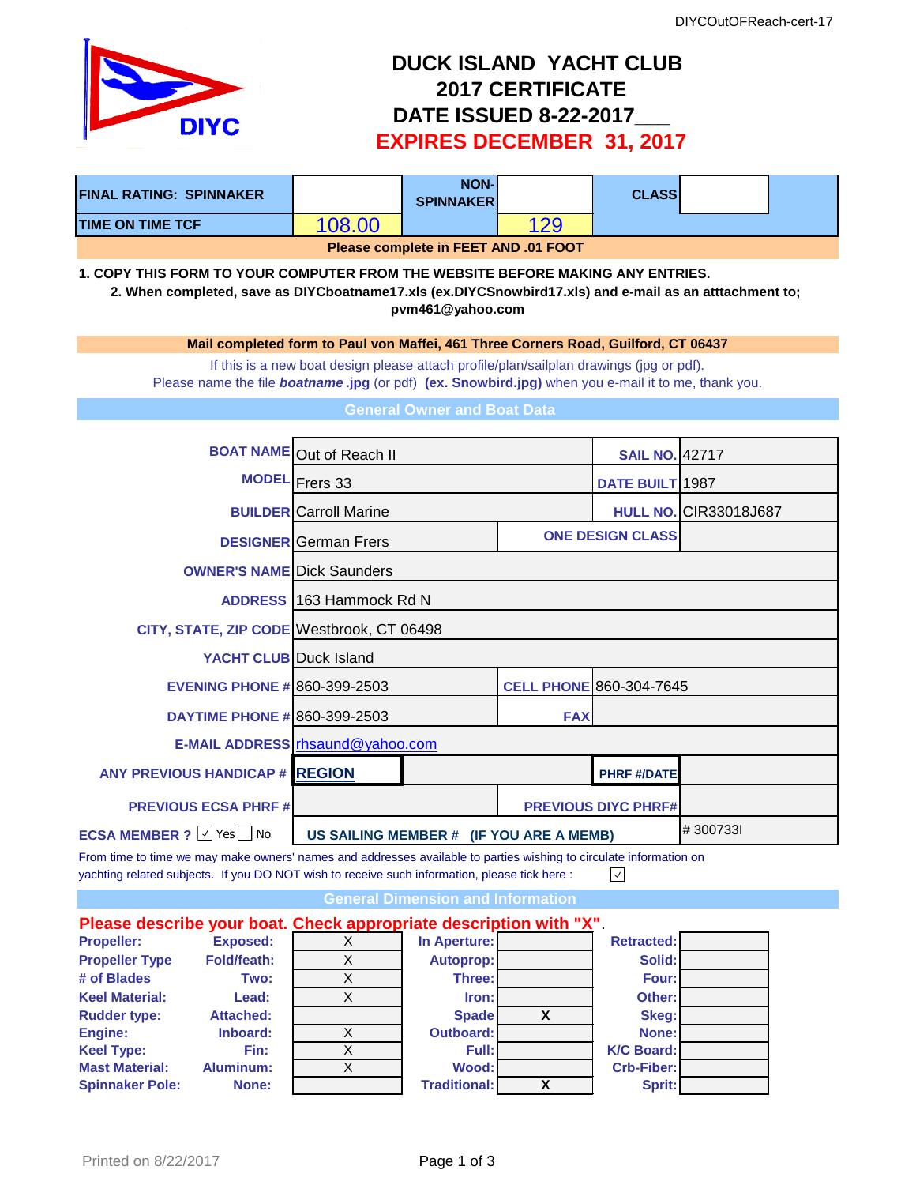# DUCK ISLAND YACHT CLUB
## 2017 CERTIFICATE
## DATE ISSUED 8-22-2017___
## EXPIRES DECEMBER 31, 2017

| FINAL RATING: SPINNAKER | | NON-SPINNAKER | | CLASS | |
|---|---|---|---|---|---|
| TIME ON TIME TCF | 108.00 | | 129 | | |

**Please complete in FEET AND .01 FOOT**

**1. COPY THIS FORM TO YOUR COMPUTER FROM THE WEBSITE BEFORE MAKING ANY ENTRIES.**

**2. When completed, save as DIYCboatname17.xls (ex.DIYCSnowbird17.xls) and e-mail as an atttachment to; pvm461@yahoo.com**

**Mail completed form to Paul von Maffei, 461 Three Corners Road, Guilford, CT 06437**

If this is a new boat design please attach profile/plan/sailplan drawings (jpg or pdf).
Please name the file ***boatname*** **.jpg** (or pdf) **(ex. Snowbird.jpg)** when you e-mail it to me, thank you.

## General Owner and Boat Data

| | | | |
|---|---|---|---|
| BOAT NAME | Out of Reach II | SAIL NO. | 42717 |
| MODEL | Frers 33 | DATE BUILT | 1987 |
| BUILDER | Carroll Marine | HULL NO. | CIR33018J687 |
| DESIGNER | German Frers | ONE DESIGN CLASS | |
| OWNER'S NAME | Dick Saunders | | |
| ADDRESS | 163 Hammock Rd N | | |
| CITY, STATE, ZIP CODE | Westbrook, CT 06498 | | |
| YACHT CLUB | Duck Island | | |
| EVENING PHONE # | 860-399-2503 | CELL PHONE | 860-304-7645 |
| DAYTIME PHONE # | 860-399-2503 | FAX | |
| E-MAIL ADDRESS | rhsaund@yahoo.com | | |
| ANY PREVIOUS HANDICAP # | REGION | PHRF #/DATE | |
| PREVIOUS ECSA PHRF # | | PREVIOUS DIYC PHRF# | |
| ECSA MEMBER ? ☑ Yes ☐ No | | US SAILING MEMBER # (IF YOU ARE A MEMB) | # 300733I |

From time to time we may make owners' names and addresses available to parties wishing to circulate information on yachting related subjects. If you DO NOT wish to receive such information, please tick here : ☑

## General Dimension and Information

**Please describe your boat. Check appropriate description with "X".**

| | | | | | | |
|---|---|---|---|---|---|---|
| Propeller: | Exposed: | X | In Aperture: | | Retracted: | |
| Propeller Type | Fold/feath: | X | Autoprop: | | Solid: | |
| # of Blades | Two: | X | Three: | | Four: | |
| Keel Material: | Lead: | X | Iron: | | Other: | |
| Rudder type: | Attached: | | Spade | X | Skeg: | |
| Engine: | Inboard: | X | Outboard: | | None: | |
| Keel Type: | Fin: | X | Full: | | K/C Board: | |
| Mast Material: | Aluminum: | X | Wood: | | Crb-Fiber: | |
| Spinnaker Pole: | None: | | Traditional: | X | Sprit: | |

Printed on 8/22/2017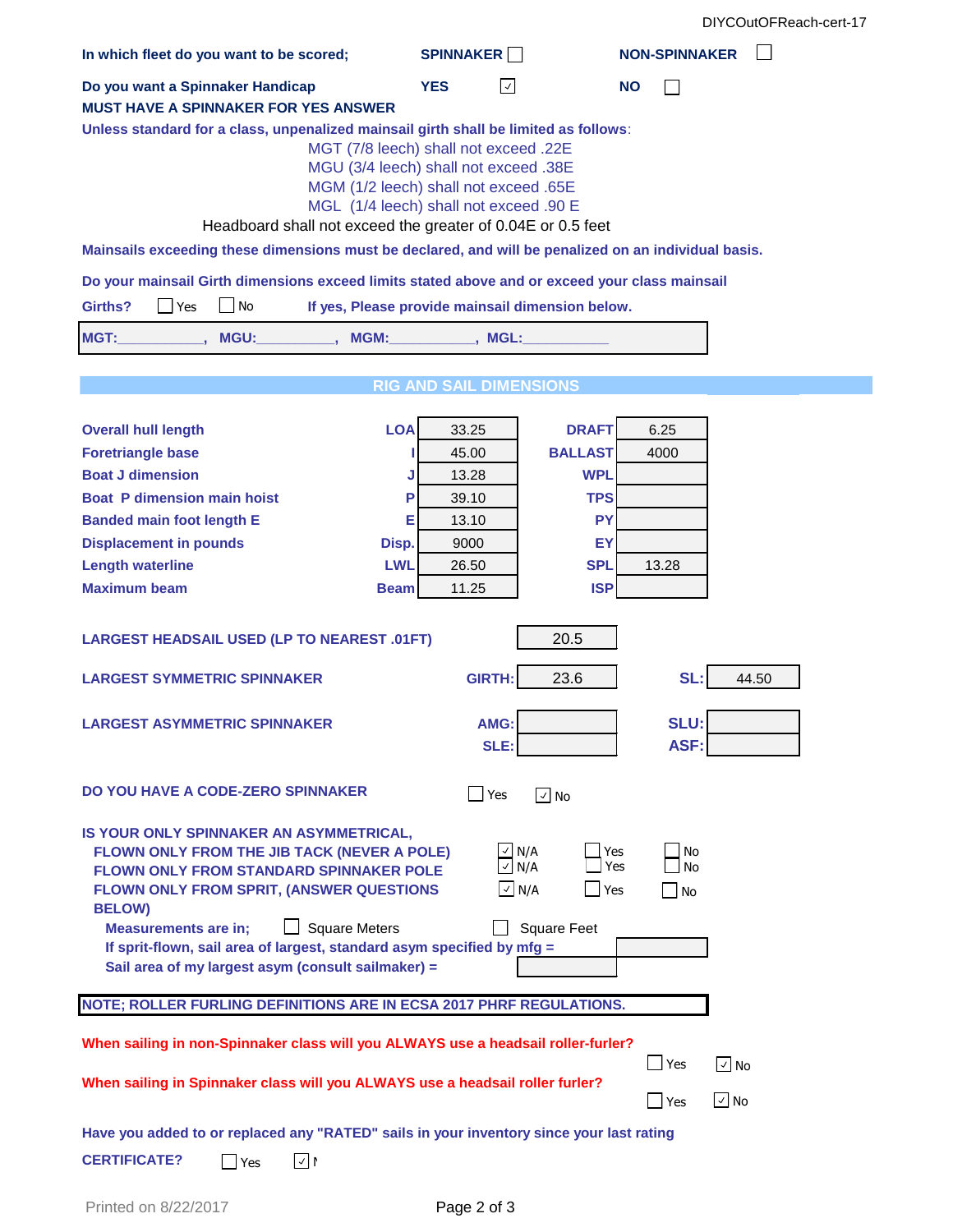In which fleet do you want to be scored; SPINNAKER ☐ NON-SPINNAKER ☐

Do you want a Spinnaker Handicap YES ☑ NO ☐

MUST HAVE A SPINNAKER FOR YES ANSWER

Unless standard for a class, unpenalized mainsail girth shall be limited as follows:

- MGT (7/8 leech) shall not exceed .22E
- MGU (3/4 leech) shall not exceed .38E
- MGM (1/2 leech) shall not exceed .65E
- MGL (1/4 leech) shall not exceed .90 E

Headboard shall not exceed the greater of 0.04E or 0.5 feet

Mainsails exceeding these dimensions must be declared, and will be penalized on an individual basis.

Do your mainsail Girth dimensions exceed limits stated above and or exceed your class mainsail Girths? ☐ Yes ☐ No If yes, Please provide mainsail dimension below.

MGT:__________, MGU:__________, MGM:__________, MGL:__________

## RIG AND SAIL DIMENSIONS

| | | | | |
|---|---|---|---|---|
| Overall hull length | LOA | 33.25 | DRAFT | 6.25 |
| Foretriangle base | I | 45.00 | BALLAST | 4000 |
| Boat J dimension | J | 13.28 | WPL | |
| Boat P dimension main hoist | P | 39.10 | TPS | |
| Banded main foot length E | E | 13.10 | PY | |
| Displacement in pounds | Disp. | 9000 | EY | |
| Length waterline | LWL | 26.50 | SPL | 13.28 |
| Maximum beam | Beam | 11.25 | ISP | |

LARGEST HEADSAIL USED (LP TO NEAREST .01FT) 20.5

LARGEST SYMMETRIC SPINNAKER GIRTH: 23.6 SL: 44.50

LARGEST ASYMMETRIC SPINNAKER AMG: ______ SLU: ______ SLE: ______ ASF: ______

DO YOU HAVE A CODE-ZERO SPINNAKER ☐ Yes ☑ No

IS YOUR ONLY SPINNAKER AN ASYMMETRICAL,

| | | | |
|---|---|---|---|
| FLOWN ONLY FROM THE JIB TACK (NEVER A POLE) | ☑ N/A | ☐ Yes | ☐ No |
| FLOWN ONLY FROM STANDARD SPINNAKER POLE | ☑ N/A | ☐ Yes | ☐ No |
| FLOWN ONLY FROM SPRIT, (ANSWER QUESTIONS BELOW) | ☑ N/A | ☐ Yes | ☐ No |

Measurements are in; ☐ Square Meters ☐ Square Feet

If sprit-flown, sail area of largest, standard asym specified by mfg = ______

Sail area of my largest asym (consult sailmaker) = ______

**NOTE; ROLLER FURLING DEFINITIONS ARE IN ECSA 2017 PHRF REGULATIONS.**

When sailing in non-Spinnaker class will you ALWAYS use a headsail roller-furler? ☐ Yes ☑ No

When sailing in Spinnaker class will you ALWAYS use a headsail roller furler? ☐ Yes ☑ No

Have you added to or replaced any "RATED" sails in your inventory since your last rating CERTIFICATE? ☐ Yes ☑ N

Printed on 8/22/2017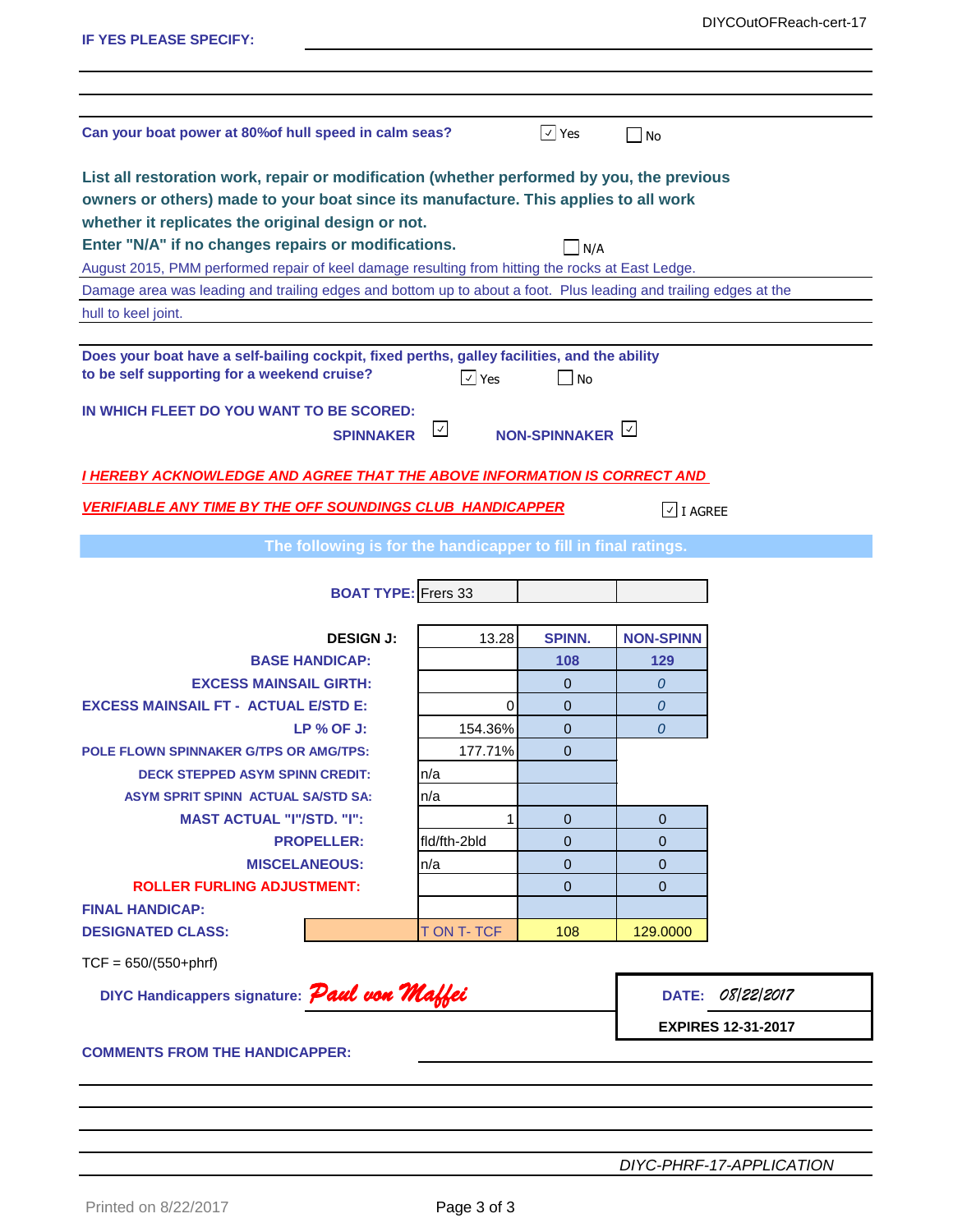DIYCOutOFReach-cert-17

**IF YES PLEASE SPECIFY:**

**Can your boat power at 80%of hull speed in calm seas?** ☑ Yes ☐ No

**List all restoration work, repair or modification (whether performed by you, the previous owners or others) made to your boat since its manufacture. This applies to all work whether it replicates the original design or not.**

**Enter "N/A" if no changes repairs or modifications.** ☐ N/A

August 2015, PMM performed repair of keel damage resulting from hitting the rocks at East Ledge.
Damage area was leading and trailing edges and bottom up to about a foot. Plus leading and trailing edges at the hull to keel joint.

**Does your boat have a self-bailing cockpit, fixed perths, galley facilities, and the ability to be self supporting for a weekend cruise?** ☑ Yes ☐ No

**IN WHICH FLEET DO YOU WANT TO BE SCORED:**

**SPINNAKER** ☑ **NON-SPINNAKER** ☑

***I HEREBY ACKNOWLEDGE AND AGREE THAT THE ABOVE INFORMATION IS CORRECT AND VERIFIABLE ANY TIME BY THE OFF SOUNDINGS CLUB HANDICAPPER*** ☑ I AGREE

**The following is for the handicapper to fill in final ratings.**

| | | | |
|---|---|---|---|
| **BOAT TYPE:** | Frers 33 | | |
| **DESIGN J:** | 13.28 | **SPINN.** | **NON-SPINN** |
| **BASE HANDICAP:** | | **108** | **129** |
| **EXCESS MAINSAIL GIRTH:** | | 0 | *0* |
| **EXCESS MAINSAIL FT - ACTUAL E/STD E:** | 0 | 0 | *0* |
| **LP % OF J:** | 154.36% | 0 | *0* |
| **POLE FLOWN SPINNAKER G/TPS OR AMG/TPS:** | 177.71% | 0 | |
| **DECK STEPPED ASYM SPINN CREDIT:** | n/a | | |
| **ASYM SPRIT SPINN ACTUAL SA/STD SA:** | n/a | | |
| **MAST ACTUAL "I"/STD. "I":** | 1 | 0 | 0 |
| **PROPELLER:** | fld/fth-2bld | 0 | 0 |
| **MISCELLANEOUS:** | n/a | 0 | 0 |
| **ROLLER FURLING ADJUSTMENT:** | | 0 | 0 |
| **FINAL HANDICAP:** | | | |
| **DESIGNATED CLASS:** | T ON T- TCF | 108 | 129.0000 |

TCF = 650/(550+phrf)

**DIYC Handicappers signature:** *Paul von Maffei*

**DATE:** *08/22/2017*

**EXPIRES 12-31-2017**

**COMMENTS FROM THE HANDICAPPER:**

*DIYC-PHRF-17-APPLICATION*

Printed on 8/22/2017